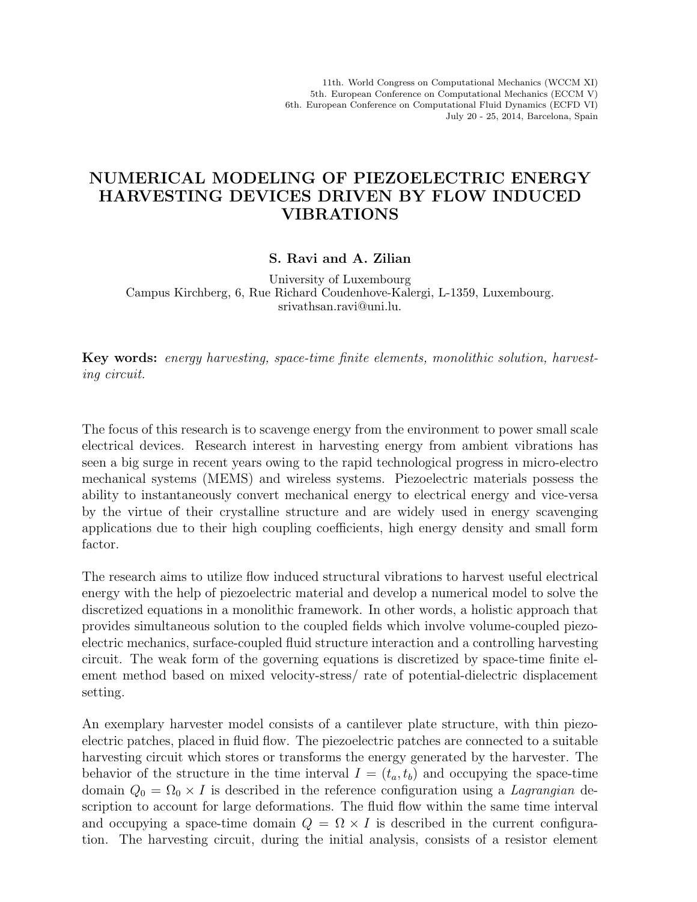11th. World Congress on Computational Mechanics (WCCM XI)
5th. European Conference on Computational Mechanics (ECCM V)
6th. European Conference on Computational Fluid Dynamics (ECFD VI)
July 20 - 25, 2014, Barcelona, Spain

# NUMERICAL MODELING OF PIEZOELECTRIC ENERGY HARVESTING DEVICES DRIVEN BY FLOW INDUCED VIBRATIONS

**S. Ravi and A. Zilian**

University of Luxembourg
Campus Kirchberg, 6, Rue Richard Coudenhove-Kalergi, L-1359, Luxembourg.
srivathsan.ravi@uni.lu.

**Key words:** *energy harvesting, space-time finite elements, monolithic solution, harvesting circuit.*

The focus of this research is to scavenge energy from the environment to power small scale electrical devices. Research interest in harvesting energy from ambient vibrations has seen a big surge in recent years owing to the rapid technological progress in micro-electro mechanical systems (MEMS) and wireless systems. Piezoelectric materials possess the ability to instantaneously convert mechanical energy to electrical energy and vice-versa by the virtue of their crystalline structure and are widely used in energy scavenging applications due to their high coupling coefficients, high energy density and small form factor.

The research aims to utilize flow induced structural vibrations to harvest useful electrical energy with the help of piezoelectric material and develop a numerical model to solve the discretized equations in a monolithic framework. In other words, a holistic approach that provides simultaneous solution to the coupled fields which involve volume-coupled piezoelectric mechanics, surface-coupled fluid structure interaction and a controlling harvesting circuit. The weak form of the governing equations is discretized by space-time finite element method based on mixed velocity-stress/ rate of potential-dielectric displacement setting.

An exemplary harvester model consists of a cantilever plate structure, with thin piezoelectric patches, placed in fluid flow. The piezoelectric patches are connected to a suitable harvesting circuit which stores or transforms the energy generated by the harvester. The behavior of the structure in the time interval $I = (t_a, t_b)$ and occupying the space-time domain $Q_0 = \Omega_0 \times I$ is described in the reference configuration using a *Lagrangian* description to account for large deformations. The fluid flow within the same time interval and occupying a space-time domain $Q = \Omega \times I$ is described in the current configuration. The harvesting circuit, during the initial analysis, consists of a resistor element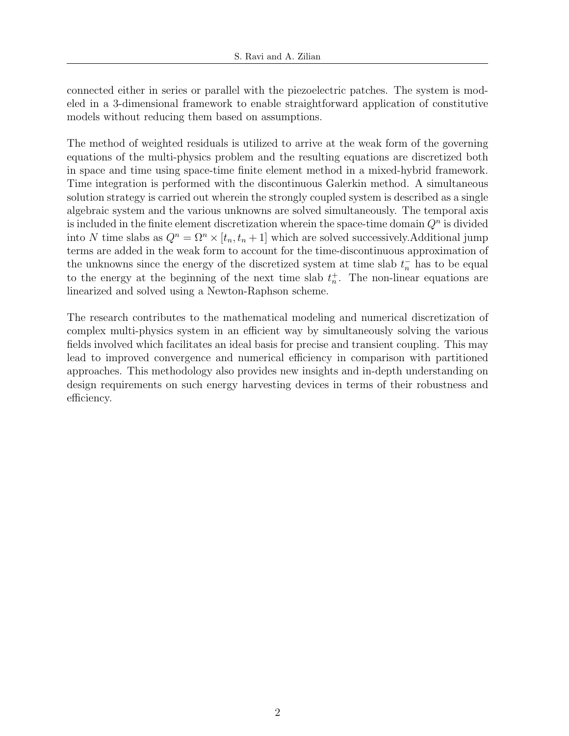connected either in series or parallel with the piezoelectric patches. The system is modeled in a 3-dimensional framework to enable straightforward application of constitutive models without reducing them based on assumptions.

The method of weighted residuals is utilized to arrive at the weak form of the governing equations of the multi-physics problem and the resulting equations are discretized both in space and time using space-time finite element method in a mixed-hybrid framework. Time integration is performed with the discontinuous Galerkin method. A simultaneous solution strategy is carried out wherein the strongly coupled system is described as a single algebraic system and the various unknowns are solved simultaneously. The temporal axis is included in the finite element discretization wherein the space-time domain $Q^n$ is divided into $N$ time slabs as $Q^n = \Omega^n \times [t_n, t_n + 1]$ which are solved successively.Additional jump terms are added in the weak form to account for the time-discontinuous approximation of the unknowns since the energy of the discretized system at time slab $t_n^-$ has to be equal to the energy at the beginning of the next time slab $t_n^+$. The non-linear equations are linearized and solved using a Newton-Raphson scheme.

The research contributes to the mathematical modeling and numerical discretization of complex multi-physics system in an efficient way by simultaneously solving the various fields involved which facilitates an ideal basis for precise and transient coupling. This may lead to improved convergence and numerical efficiency in comparison with partitioned approaches. This methodology also provides new insights and in-depth understanding on design requirements on such energy harvesting devices in terms of their robustness and efficiency.